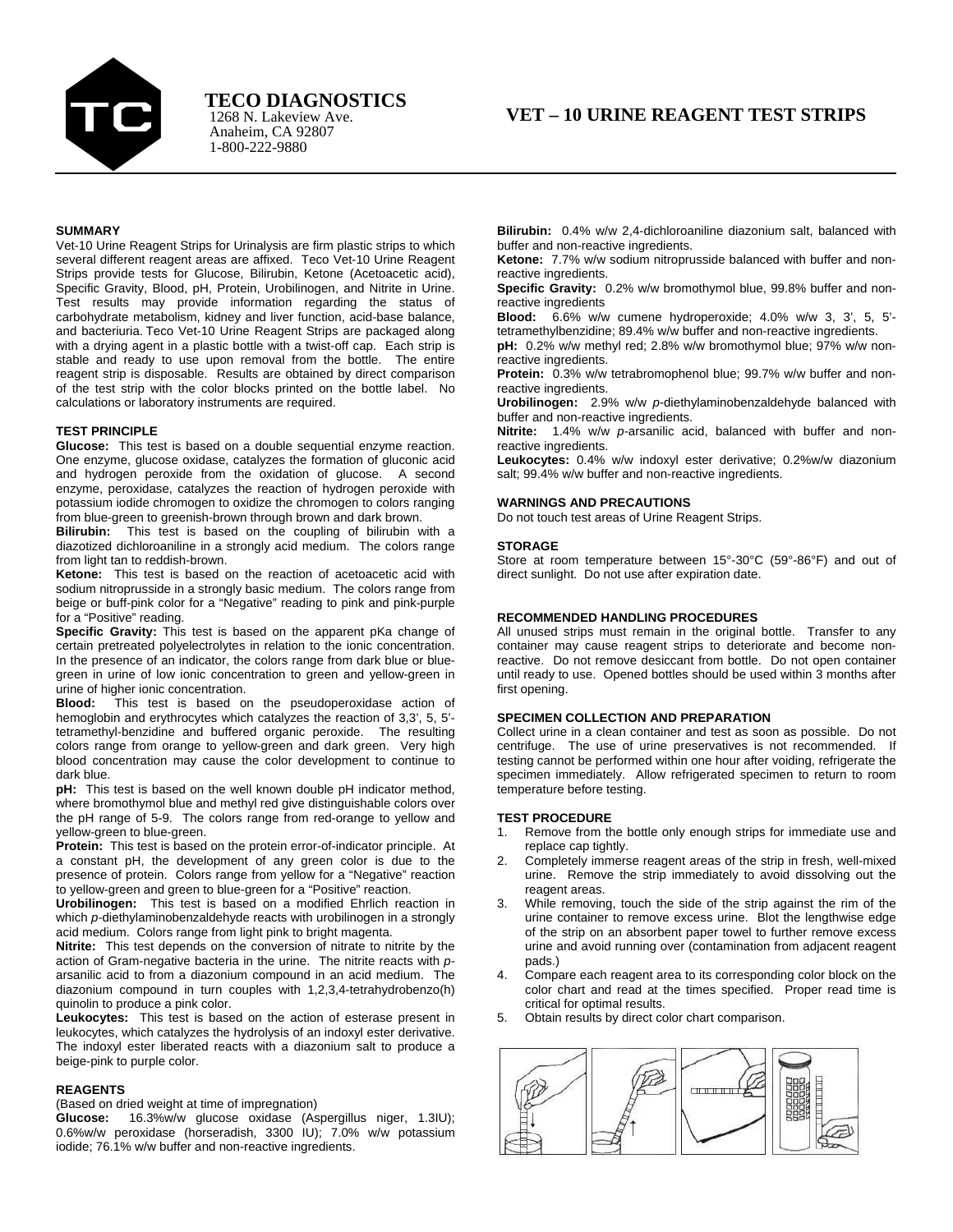# TECO DIAGNOSTICS

1268 N. Lakeview Ave.
Anaheim, CA 92807
1-800-222-9880

# VET – 10 URINE REAGENT TEST STRIPS

## SUMMARY

Vet-10 Urine Reagent Strips for Urinalysis are firm plastic strips to which several different reagent areas are affixed. Teco Vet-10 Urine Reagent Strips provide tests for Glucose, Bilirubin, Ketone (Acetoacetic acid), Specific Gravity, Blood, pH, Protein, Urobilinogen, and Nitrite in Urine. Test results may provide information regarding the status of carbohydrate metabolism, kidney and liver function, acid-base balance, and bacteriuria. Teco Vet-10 Urine Reagent Strips are packaged along with a drying agent in a plastic bottle with a twist-off cap. Each strip is stable and ready to use upon removal from the bottle. The entire reagent strip is disposable. Results are obtained by direct comparison of the test strip with the color blocks printed on the bottle label. No calculations or laboratory instruments are required.

## TEST PRINCIPLE

**Glucose:** This test is based on a double sequential enzyme reaction. One enzyme, glucose oxidase, catalyzes the formation of gluconic acid and hydrogen peroxide from the oxidation of glucose. A second enzyme, peroxidase, catalyzes the reaction of hydrogen peroxide with potassium iodide chromogen to oxidize the chromogen to colors ranging from blue-green to greenish-brown through brown and dark brown.

**Bilirubin:** This test is based on the coupling of bilirubin with a diazotized dichloroaniline in a strongly acid medium. The colors range from light tan to reddish-brown.

**Ketone:** This test is based on the reaction of acetoacetic acid with sodium nitroprusside in a strongly basic medium. The colors range from beige or buff-pink color for a "Negative" reading to pink and pink-purple for a "Positive" reading.

**Specific Gravity:** This test is based on the apparent pKa change of certain pretreated polyelectrolytes in relation to the ionic concentration. In the presence of an indicator, the colors range from dark blue or blue-green in urine of low ionic concentration to green and yellow-green in urine of higher ionic concentration.

**Blood:** This test is based on the pseudoperoxidase action of hemoglobin and erythrocytes which catalyzes the reaction of 3,3', 5, 5'-tetramethyl-benzidine and buffered organic peroxide. The resulting colors range from orange to yellow-green and dark green. Very high blood concentration may cause the color development to continue to dark blue.

**pH:** This test is based on the well known double pH indicator method, where bromothymol blue and methyl red give distinguishable colors over the pH range of 5-9. The colors range from red-orange to yellow and yellow-green to blue-green.

**Protein:** This test is based on the protein error-of-indicator principle. At a constant pH, the development of any green color is due to the presence of protein. Colors range from yellow for a "Negative" reaction to yellow-green and green to blue-green for a "Positive" reaction.

**Urobilinogen:** This test is based on a modified Ehrlich reaction in which *p*-diethylaminobenzaldehyde reacts with urobilinogen in a strongly acid medium. Colors range from light pink to bright magenta.

**Nitrite:** This test depends on the conversion of nitrate to nitrite by the action of Gram-negative bacteria in the urine. The nitrite reacts with *p*-arsanilic acid to from a diazonium compound in an acid medium. The diazonium compound in turn couples with 1,2,3,4-tetrahydrobenzo(h) quinolin to produce a pink color.

**Leukocytes:** This test is based on the action of esterase present in leukocytes, which catalyzes the hydrolysis of an indoxyl ester derivative. The indoxyl ester liberated reacts with a diazonium salt to produce a beige-pink to purple color.

## REAGENTS

(Based on dried weight at time of impregnation)

**Glucose:** 16.3%w/w glucose oxidase (Aspergillus niger, 1.3IU); 0.6%w/w peroxidase (horseradish, 3300 IU); 7.0% w/w potassium iodide; 76.1% w/w buffer and non-reactive ingredients.

**Bilirubin:** 0.4% w/w 2,4-dichloroaniline diazonium salt, balanced with buffer and non-reactive ingredients.

**Ketone:** 7.7% w/w sodium nitroprusside balanced with buffer and non-reactive ingredients.

**Specific Gravity:** 0.2% w/w bromothymol blue, 99.8% buffer and non-reactive ingredients

**Blood:** 6.6% w/w cumene hydroperoxide; 4.0% w/w 3, 3', 5, 5'-tetramethylbenzidine; 89.4% w/w buffer and non-reactive ingredients.

**pH:** 0.2% w/w methyl red; 2.8% w/w bromothymol blue; 97% w/w non-reactive ingredients.

**Protein:** 0.3% w/w tetrabromophenol blue; 99.7% w/w buffer and non-reactive ingredients.

**Urobilinogen:** 2.9% w/w *p*-diethylaminobenzaldehyde balanced with buffer and non-reactive ingredients.

**Nitrite:** 1.4% w/w *p*-arsanilic acid, balanced with buffer and non-reactive ingredients.

**Leukocytes:** 0.4% w/w indoxyl ester derivative; 0.2%w/w diazonium salt; 99.4% w/w buffer and non-reactive ingredients.

## WARNINGS AND PRECAUTIONS

Do not touch test areas of Urine Reagent Strips.

## STORAGE

Store at room temperature between 15°-30°C (59°-86°F) and out of direct sunlight. Do not use after expiration date.

## RECOMMENDED HANDLING PROCEDURES

All unused strips must remain in the original bottle. Transfer to any container may cause reagent strips to deteriorate and become non-reactive. Do not remove desiccant from bottle. Do not open container until ready to use. Opened bottles should be used within 3 months after first opening.

## SPECIMEN COLLECTION AND PREPARATION

Collect urine in a clean container and test as soon as possible. Do not centrifuge. The use of urine preservatives is not recommended. If testing cannot be performed within one hour after voiding, refrigerate the specimen immediately. Allow refrigerated specimen to return to room temperature before testing.

## TEST PROCEDURE

1. Remove from the bottle only enough strips for immediate use and replace cap tightly.
2. Completely immerse reagent areas of the strip in fresh, well-mixed urine. Remove the strip immediately to avoid dissolving out the reagent areas.
3. While removing, touch the side of the strip against the rim of the urine container to remove excess urine. Blot the lengthwise edge of the strip on an absorbent paper towel to further remove excess urine and avoid running over (contamination from adjacent reagent pads.)
4. Compare each reagent area to its corresponding color block on the color chart and read at the times specified. Proper read time is critical for optimal results.
5. Obtain results by direct color chart comparison.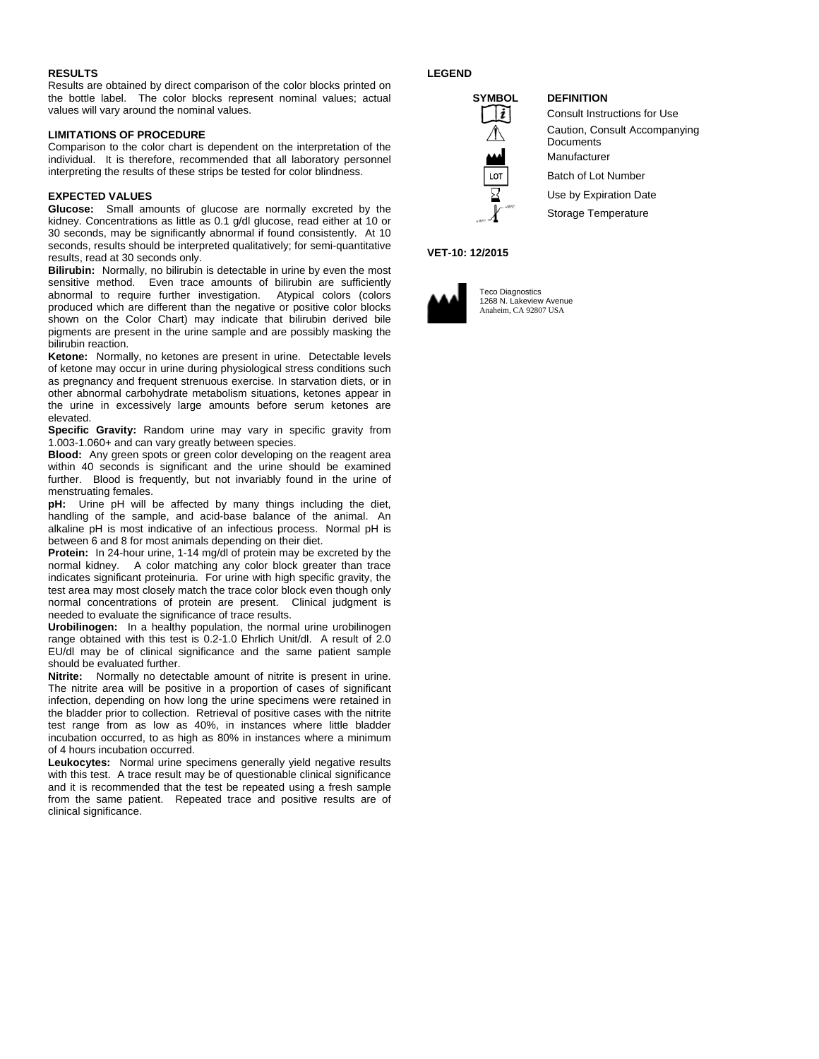## RESULTS

Results are obtained by direct comparison of the color blocks printed on the bottle label. The color blocks represent nominal values; actual values will vary around the nominal values.

## LIMITATIONS OF PROCEDURE

Comparison to the color chart is dependent on the interpretation of the individual. It is therefore, recommended that all laboratory personnel interpreting the results of these strips be tested for color blindness.

## EXPECTED VALUES

**Glucose:** Small amounts of glucose are normally excreted by the kidney. Concentrations as little as 0.1 g/dl glucose, read either at 10 or 30 seconds, may be significantly abnormal if found consistently. At 10 seconds, results should be interpreted qualitatively; for semi-quantitative results, read at 30 seconds only.

**Bilirubin:** Normally, no bilirubin is detectable in urine by even the most sensitive method. Even trace amounts of bilirubin are sufficiently abnormal to require further investigation. Atypical colors (colors produced which are different than the negative or positive color blocks shown on the Color Chart) may indicate that bilirubin derived bile pigments are present in the urine sample and are possibly masking the bilirubin reaction.

**Ketone:** Normally, no ketones are present in urine. Detectable levels of ketone may occur in urine during physiological stress conditions such as pregnancy and frequent strenuous exercise. In starvation diets, or in other abnormal carbohydrate metabolism situations, ketones appear in the urine in excessively large amounts before serum ketones are elevated.

**Specific Gravity:** Random urine may vary in specific gravity from 1.003-1.060+ and can vary greatly between species.

**Blood:** Any green spots or green color developing on the reagent area within 40 seconds is significant and the urine should be examined further. Blood is frequently, but not invariably found in the urine of menstruating females.

**pH:** Urine pH will be affected by many things including the diet, handling of the sample, and acid-base balance of the animal. An alkaline pH is most indicative of an infectious process. Normal pH is between 6 and 8 for most animals depending on their diet.

**Protein:** In 24-hour urine, 1-14 mg/dl of protein may be excreted by the normal kidney. A color matching any color block greater than trace indicates significant proteinuria. For urine with high specific gravity, the test area may most closely match the trace color block even though only normal concentrations of protein are present. Clinical judgment is needed to evaluate the significance of trace results.

**Urobilinogen:** In a healthy population, the normal urine urobilinogen range obtained with this test is 0.2-1.0 Ehrlich Unit/dl. A result of 2.0 EU/dl may be of clinical significance and the same patient sample should be evaluated further.

**Nitrite:** Normally no detectable amount of nitrite is present in urine. The nitrite area will be positive in a proportion of cases of significant infection, depending on how long the urine specimens were retained in the bladder prior to collection. Retrieval of positive cases with the nitrite test range from as low as 40%, in instances where little bladder incubation occurred, to as high as 80% in instances where a minimum of 4 hours incubation occurred.

**Leukocytes:** Normal urine specimens generally yield negative results with this test. A trace result may be of questionable clinical significance and it is recommended that the test be repeated using a fresh sample from the same patient. Repeated trace and positive results are of clinical significance.

## LEGEND

| SYMBOL | DEFINITION |
| --- | --- |
| (book with i) | Consult Instructions for Use |
| (warning triangle) | Caution, Consult Accompanying Documents |
| (factory) | Manufacturer |
| LOT | Batch of Lot Number |
| (hourglass) | Use by Expiration Date |
| (thermometer) | Storage Temperature |

**VET-10: 12/2015**

Teco Diagnostics
1268 N. Lakeview Avenue
Anaheim, CA 92807 USA